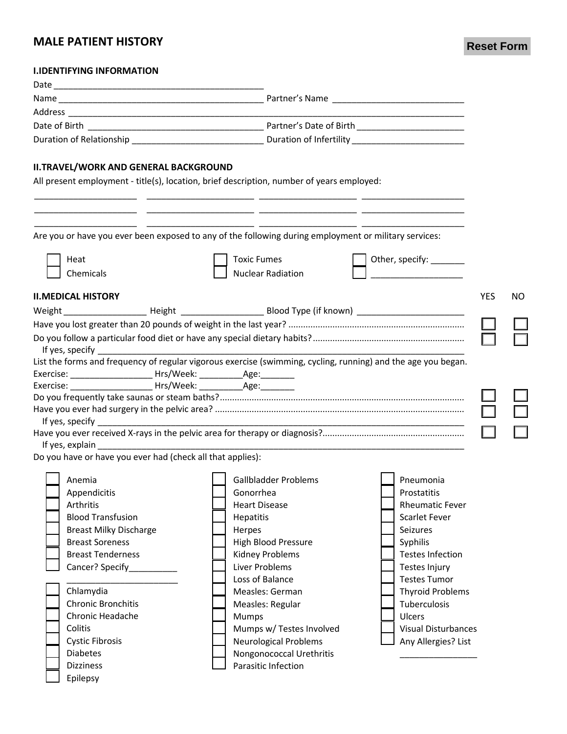# MALE PATIENT HISTORY

Reset Form

## I.IDENTIFYING INFORMATION

Date _____________________________________________

Name _____________________________________________ Partner's Name ___________________________

Address ______________________________________________________________________________

Date of Birth ____________________________________ Partner's Date of Birth _____________________

Duration of Relationship ___________________________ Duration of Infertility ______________________

## II.TRAVEL/WORK AND GENERAL BACKGROUND

All present employment - title(s), location, brief description, number of years employed:

_____________________ _____________________ _____________________ _____________________

_____________________ _____________________ _____________________ _____________________

_____________________ _____________________ _____________________ _____________________

Are you or have you ever been exposed to any of the following during employment or military services:

- ☐ Heat
- ☐ Chemicals
- ☐ Toxic Fumes
- ☐ Nuclear Radiation
- ☐ Other, specify: _______
- ☐ ___________________

## II.MEDICAL HISTORY

| | YES | NO |
|---|---|---|
| Weight _________________ Height _________________ Blood Type (if known) ______________________ | | |
| Have you lost greater than 20 pounds of weight in the last year? | ☐ | ☐ |
| Do you follow a particular food diet or have any special dietary habits? | ☐ | ☐ |

If yes, specify ______________________________________________________________________________

List the forms and frequency of regular vigorous exercise (swimming, cycling, running) and the age you began.

Exercise: _________________ Hrs/Week: _________Age:_______

Exercise: _________________ Hrs/Week: _________Age:_______

| | YES | NO |
|---|---|---|
| Do you frequently take saunas or steam baths? | ☐ | ☐ |
| Have you ever had surgery in the pelvic area? | ☐ | ☐ |

If yes, specify ______________________________________________________________________________

| | YES | NO |
|---|---|---|
| Have you ever received X-rays in the pelvic area for therapy or diagnosis? | ☐ | ☐ |

If yes, explain ______________________________________________________________________________

Do you have or have you ever had (check all that applies):

- ☐ Anemia
- ☐ Appendicitis
- ☐ Arthritis
- ☐ Blood Transfusion
- ☐ Breast Milky Discharge
- ☐ Breast Soreness
- ☐ Breast Tenderness
- ☐ Cancer? Specify__________ _______________________
- ☐ Chlamydia
- ☐ Chronic Bronchitis
- ☐ Chronic Headache
- ☐ Colitis
- ☐ Cystic Fibrosis
- ☐ Diabetes
- ☐ Dizziness
- ☐ Epilepsy
- ☐ Gallbladder Problems
- ☐ Gonorrhea
- ☐ Heart Disease
- ☐ Hepatitis
- ☐ Herpes
- ☐ High Blood Pressure
- ☐ Kidney Problems
- ☐ Liver Problems
- ☐ Loss of Balance
- ☐ Measles: German
- ☐ Measles: Regular
- ☐ Mumps
- ☐ Mumps w/ Testes Involved
- ☐ Neurological Problems
- ☐ Nongonococcal Urethritis
- ☐ Parasitic Infection
- ☐ Pneumonia
- ☐ Prostatitis
- ☐ Rheumatic Fever
- ☐ Scarlet Fever
- ☐ Seizures
- ☐ Syphilis
- ☐ Testes Infection
- ☐ Testes Injury
- ☐ Testes Tumor
- ☐ Thyroid Problems
- ☐ Tuberculosis
- ☐ Ulcers
- ☐ Visual Disturbances
- ☐ Any Allergies? List ________________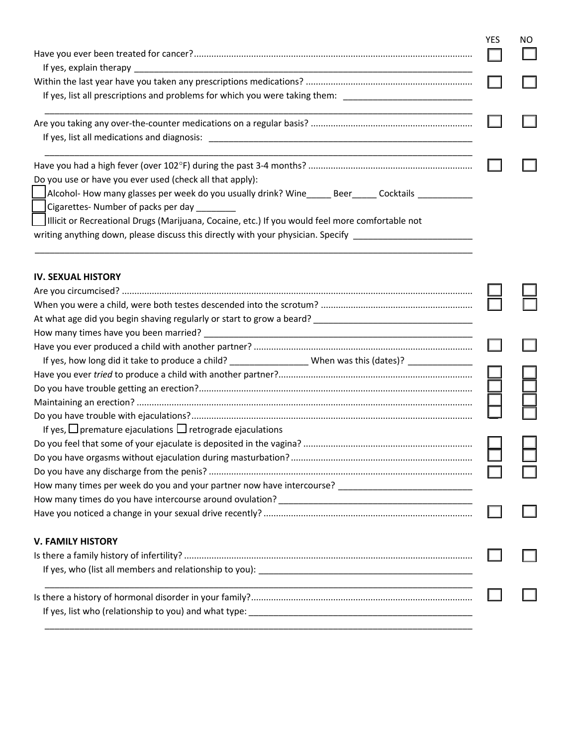| | YES | NO |
|---|---|---|
| Have you ever been treated for cancer?............................................................................................................. | ☐ | ☐ |
| If yes, explain therapy ______________________________________________________________________________ | | |
| Within the last year have you taken any prescriptions medications? .................................................................. | ☐ | ☐ |
| If yes, list all prescriptions and problems for which you were taking them: ___________________________ | | |
| ______________________________________________________________________________________________ | | |
| Are you taking any over-the-counter medications on a regular basis? ................................................................ | ☐ | ☐ |
| If yes, list all medications and diagnosis: ___________________________________________________________ | | |
| ______________________________________________________________________________________________ | | |
| Have you had a high fever (over 102°F) during the past 3-4 months? ................................................................. | ☐ | ☐ |

Do you use or have you ever used (check all that apply):

☐ Alcohol- How many glasses per week do you usually drink? Wine_____ Beer_____ Cocktails ___________

☐ Cigarettes- Number of packs per day ________

☐ Illicit or Recreational Drugs (Marijuana, Cocaine, etc.) If you would feel more comfortable not writing anything down, please discuss this directly with your physician. Specify ________________________

______________________________________________________________________________________________

## IV. SEXUAL HISTORY

| | YES | NO |
|---|---|---|
| Are you circumcised? .......................................................................................................................... | ☐ | ☐ |
| When you were a child, were both testes descended into the scrotum? ............................................................ | ☐ | ☐ |
| At what age did you begin shaving regularly or start to grow a beard? ________________________________ | | |
| How many times have you been married? ______________________________________________________ | | |
| Have you ever produced a child with another partner? ...................................................................................... | ☐ | ☐ |
| If yes, how long did it take to produce a child? _______________ When was this (dates)? _____________ | | |
| Have you ever *tried* to produce a child with another partner?............................................................................ | ☐ | ☐ |
| Do you have trouble getting an erection?............................................................................................................ | ☐ | ☐ |
| Maintaining an erection? ..................................................................................................................................... | ☐ | ☐ |
| Do you have trouble with ejaculations?................................................................................................................ | ☐ | ☐ |
| If yes, ☐ premature ejaculations ☐ retrograde ejaculations | | |
| Do you feel that some of your ejaculate is deposited in the vagina? .................................................................. | ☐ | ☐ |
| Do you have orgasms without ejaculation during masturbation?........................................................................ | ☐ | ☐ |
| Do you have any discharge from the penis? ........................................................................................................ | ☐ | ☐ |
| How many times per week do you and your partner now have intercourse? ___________________________ | | |
| How many times do you have intercourse around ovulation? _______________________________________ | | |
| Have you noticed a change in your sexual drive recently? .................................................................................. | ☐ | ☐ |

## V. FAMILY HISTORY

| | YES | NO |
|---|---|---|
| Is there a family history of infertility? .................................................................................................................. | ☐ | ☐ |
| If yes, who (list all members and relationship to you): ___________________________________________ | | |
| ______________________________________________________________________________________________ | | |
| Is there a history of hormonal disorder in your family?....................................................................................... | ☐ | ☐ |
| If yes, list who (relationship to you) and what type: ______________________________________________ | | |
| ______________________________________________________________________________________________ | | |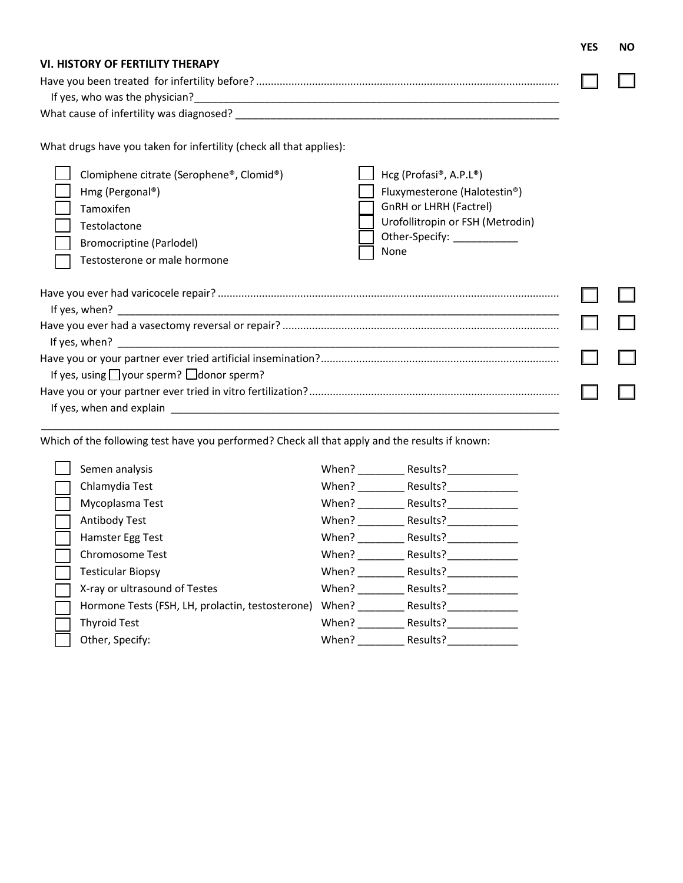## VI. HISTORY OF FERTILITY THERAPY

| | YES | NO |
|---|---|---|
| Have you been treated for infertility before? | ☐ | ☐ |

If yes, who was the physician?\_\_\_\_\_\_\_\_\_\_\_\_\_\_\_\_\_\_\_\_\_\_\_\_\_\_\_\_\_\_\_\_\_\_\_\_\_\_\_\_

What cause of infertility was diagnosed? \_\_\_\_\_\_\_\_\_\_\_\_\_\_\_\_\_\_\_\_\_\_\_\_\_\_\_\_\_\_\_\_\_\_\_\_

What drugs have you taken for infertility (check all that applies):

- ☐ Clomiphene citrate (Serophene®, Clomid®)
- ☐ Hmg (Pergonal®)
- ☐ Tamoxifen
- ☐ Testolactone
- ☐ Bromocriptine (Parlodel)
- ☐ Testosterone or male hormone
- ☐ Hcg (Profasi®, A.P.L®)
- ☐ Fluxymesterone (Halotestin®)
- ☐ GnRH or LHRH (Factrel)
- ☐ Urofollitropin or FSH (Metrodin)
- ☐ Other-Specify: \_\_\_\_\_\_\_\_\_\_\_
- ☐ None

| | YES | NO |
|---|---|---|
| Have you ever had varicocele repair? | ☐ | ☐ |
| If yes, when? \_\_\_\_\_\_\_\_\_\_\_\_\_\_\_\_\_\_\_\_\_\_\_\_\_\_\_\_\_\_ | | |
| Have you ever had a vasectomy reversal or repair? | ☐ | ☐ |
| If yes, when? \_\_\_\_\_\_\_\_\_\_\_\_\_\_\_\_\_\_\_\_\_\_\_\_\_\_\_\_\_\_ | | |
| Have you or your partner ever tried artificial insemination? | ☐ | ☐ |
| If yes, using ☐ your sperm? ☐ donor sperm? | | |
| Have you or your partner ever tried in vitro fertilization? | ☐ | ☐ |
| If yes, when and explain \_\_\_\_\_\_\_\_\_\_\_\_\_\_\_\_\_\_\_\_\_\_\_\_\_\_\_\_\_\_ | | |

\_\_\_\_\_\_\_\_\_\_\_\_\_\_\_\_\_\_\_\_\_\_\_\_\_\_\_\_\_\_\_\_\_\_\_\_\_\_\_\_\_\_\_\_\_\_\_\_\_\_\_\_\_\_\_\_\_\_\_\_\_\_

Which of the following test have you performed? Check all that apply and the results if known:

| | Test | When? | Results? |
|---|---|---|---|
| ☐ | Semen analysis | \_\_\_\_\_\_\_\_ | \_\_\_\_\_\_\_\_\_\_\_\_ |
| ☐ | Chlamydia Test | \_\_\_\_\_\_\_\_ | \_\_\_\_\_\_\_\_\_\_\_\_ |
| ☐ | Mycoplasma Test | \_\_\_\_\_\_\_\_ | \_\_\_\_\_\_\_\_\_\_\_\_ |
| ☐ | Antibody Test | \_\_\_\_\_\_\_\_ | \_\_\_\_\_\_\_\_\_\_\_\_ |
| ☐ | Hamster Egg Test | \_\_\_\_\_\_\_\_ | \_\_\_\_\_\_\_\_\_\_\_\_ |
| ☐ | Chromosome Test | \_\_\_\_\_\_\_\_ | \_\_\_\_\_\_\_\_\_\_\_\_ |
| ☐ | Testicular Biopsy | \_\_\_\_\_\_\_\_ | \_\_\_\_\_\_\_\_\_\_\_\_ |
| ☐ | X-ray or ultrasound of Testes | \_\_\_\_\_\_\_\_ | \_\_\_\_\_\_\_\_\_\_\_\_ |
| ☐ | Hormone Tests (FSH, LH, prolactin, testosterone) | \_\_\_\_\_\_\_\_ | \_\_\_\_\_\_\_\_\_\_\_\_ |
| ☐ | Thyroid Test | \_\_\_\_\_\_\_\_ | \_\_\_\_\_\_\_\_\_\_\_\_ |
| ☐ | Other, Specify: | \_\_\_\_\_\_\_\_ | \_\_\_\_\_\_\_\_\_\_\_\_ |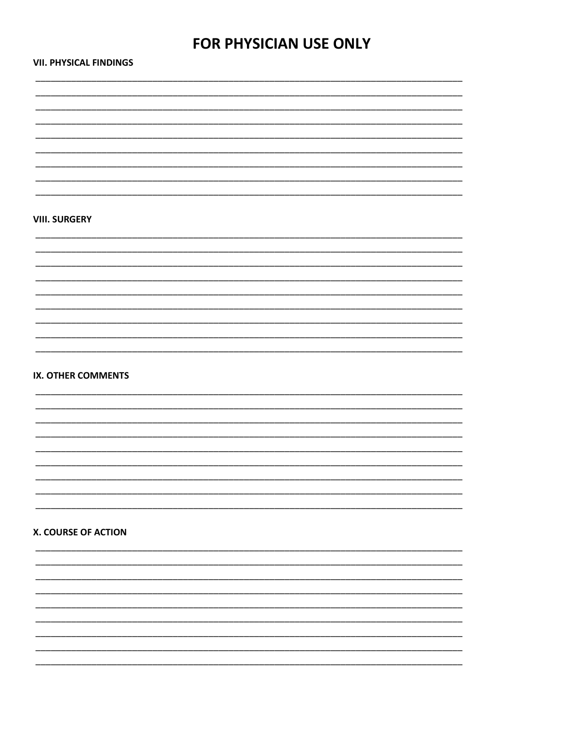# FOR PHYSICIAN USE ONLY

**VII. PHYSICAL FINDINGS**

______________________________________________________________________________
______________________________________________________________________________
______________________________________________________________________________
______________________________________________________________________________
______________________________________________________________________________
______________________________________________________________________________
______________________________________________________________________________
______________________________________________________________________________
______________________________________________________________________________

**VIII. SURGERY**

______________________________________________________________________________
______________________________________________________________________________
______________________________________________________________________________
______________________________________________________________________________
______________________________________________________________________________
______________________________________________________________________________
______________________________________________________________________________
______________________________________________________________________________
______________________________________________________________________________

**IX. OTHER COMMENTS**

______________________________________________________________________________
______________________________________________________________________________
______________________________________________________________________________
______________________________________________________________________________
______________________________________________________________________________
______________________________________________________________________________
______________________________________________________________________________
______________________________________________________________________________
______________________________________________________________________________

**X. COURSE OF ACTION**

______________________________________________________________________________
______________________________________________________________________________
______________________________________________________________________________
______________________________________________________________________________
______________________________________________________________________________
______________________________________________________________________________
______________________________________________________________________________
______________________________________________________________________________
______________________________________________________________________________